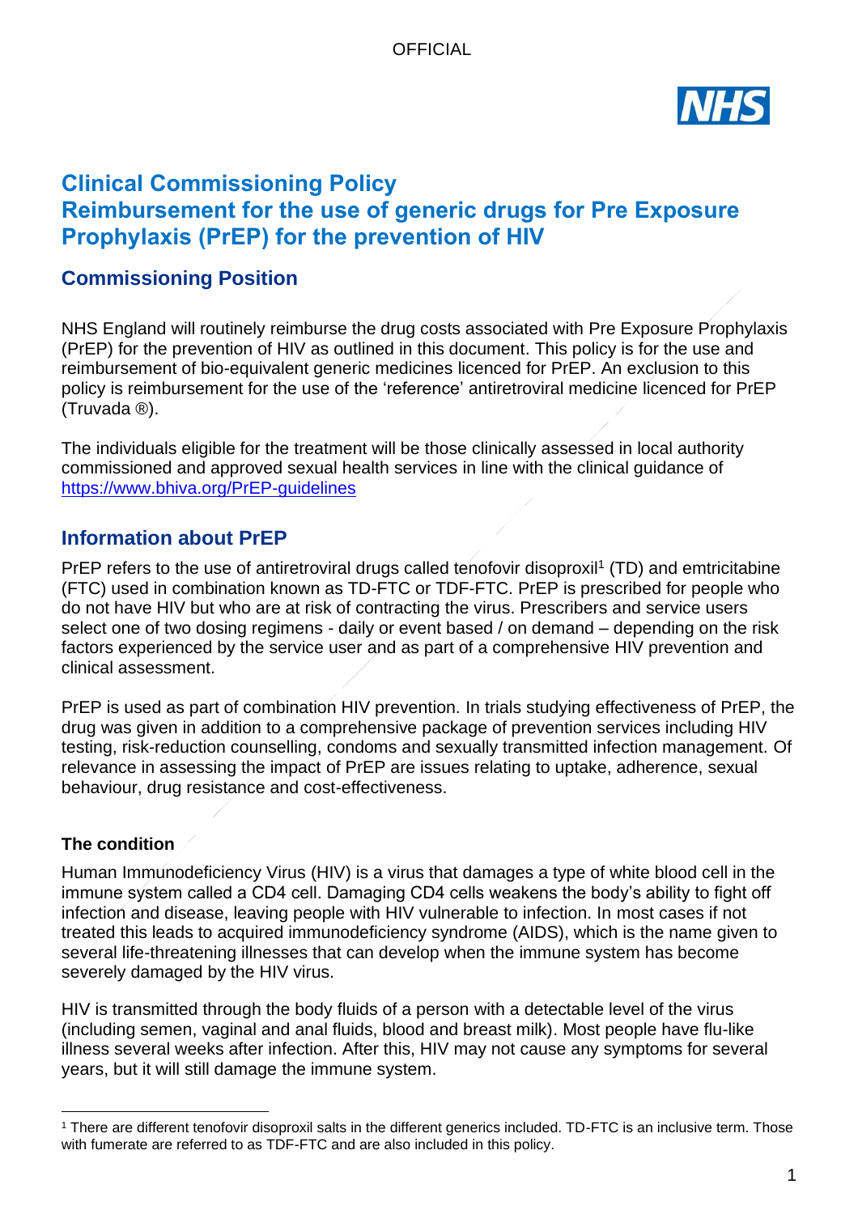# Clinical Commissioning Policy
# Reimbursement for the use of generic drugs for Pre Exposure Prophylaxis (PrEP) for the prevention of HIV

## Commissioning Position

NHS England will routinely reimburse the drug costs associated with Pre Exposure Prophylaxis (PrEP) for the prevention of HIV as outlined in this document. This policy is for the use and reimbursement of bio-equivalent generic medicines licenced for PrEP. An exclusion to this policy is reimbursement for the use of the 'reference' antiretroviral medicine licenced for PrEP (Truvada ®).

The individuals eligible for the treatment will be those clinically assessed in local authority commissioned and approved sexual health services in line with the clinical guidance of https://www.bhiva.org/PrEP-guidelines

## Information about PrEP

PrEP refers to the use of antiretroviral drugs called tenofovir disoproxil[1] (TD) and emtricitabine (FTC) used in combination known as TD-FTC or TDF-FTC. PrEP is prescribed for people who do not have HIV but who are at risk of contracting the virus. Prescribers and service users select one of two dosing regimens - daily or event based / on demand – depending on the risk factors experienced by the service user and as part of a comprehensive HIV prevention and clinical assessment.

PrEP is used as part of combination HIV prevention. In trials studying effectiveness of PrEP, the drug was given in addition to a comprehensive package of prevention services including HIV testing, risk-reduction counselling, condoms and sexually transmitted infection management. Of relevance in assessing the impact of PrEP are issues relating to uptake, adherence, sexual behaviour, drug resistance and cost-effectiveness.

### The condition

Human Immunodeficiency Virus (HIV) is a virus that damages a type of white blood cell in the immune system called a CD4 cell. Damaging CD4 cells weakens the body's ability to fight off infection and disease, leaving people with HIV vulnerable to infection. In most cases if not treated this leads to acquired immunodeficiency syndrome (AIDS), which is the name given to several life-threatening illnesses that can develop when the immune system has become severely damaged by the HIV virus.

HIV is transmitted through the body fluids of a person with a detectable level of the virus (including semen, vaginal and anal fluids, blood and breast milk). Most people have flu-like illness several weeks after infection. After this, HIV may not cause any symptoms for several years, but it will still damage the immune system.

[1] There are different tenofovir disoproxil salts in the different generics included. TD-FTC is an inclusive term. Those with fumerate are referred to as TDF-FTC and are also included in this policy.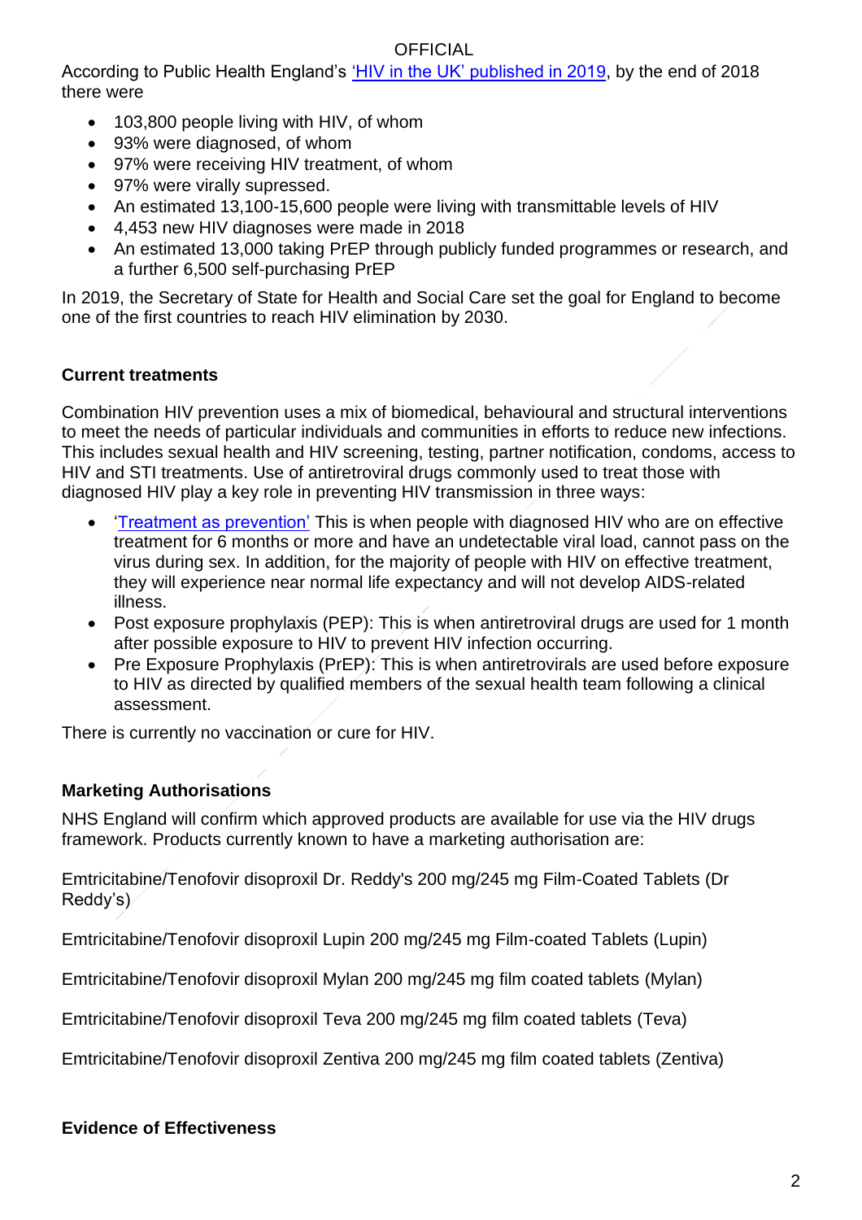According to Public Health England's ['HIV in the UK' published in 2019](), by the end of 2018 there were

- 103,800 people living with HIV, of whom
- 93% were diagnosed, of whom
- 97% were receiving HIV treatment, of whom
- 97% were virally supressed.
- An estimated 13,100-15,600 people were living with transmittable levels of HIV
- 4,453 new HIV diagnoses were made in 2018
- An estimated 13,000 taking PrEP through publicly funded programmes or research, and a further 6,500 self-purchasing PrEP

In 2019, the Secretary of State for Health and Social Care set the goal for England to become one of the first countries to reach HIV elimination by 2030.

**Current treatments**

Combination HIV prevention uses a mix of biomedical, behavioural and structural interventions to meet the needs of particular individuals and communities in efforts to reduce new infections. This includes sexual health and HIV screening, testing, partner notification, condoms, access to HIV and STI treatments. Use of antiretroviral drugs commonly used to treat those with diagnosed HIV play a key role in preventing HIV transmission in three ways:

- ['Treatment as prevention']() This is when people with diagnosed HIV who are on effective treatment for 6 months or more and have an undetectable viral load, cannot pass on the virus during sex. In addition, for the majority of people with HIV on effective treatment, they will experience near normal life expectancy and will not develop AIDS-related illness.
- Post exposure prophylaxis (PEP): This is when antiretroviral drugs are used for 1 month after possible exposure to HIV to prevent HIV infection occurring.
- Pre Exposure Prophylaxis (PrEP): This is when antiretrovirals are used before exposure to HIV as directed by qualified members of the sexual health team following a clinical assessment.

There is currently no vaccination or cure for HIV.

**Marketing Authorisations**

NHS England will confirm which approved products are available for use via the HIV drugs framework. Products currently known to have a marketing authorisation are:

Emtricitabine/Tenofovir disoproxil Dr. Reddy's 200 mg/245 mg Film-Coated Tablets (Dr Reddy's)

Emtricitabine/Tenofovir disoproxil Lupin 200 mg/245 mg Film-coated Tablets (Lupin)

Emtricitabine/Tenofovir disoproxil Mylan 200 mg/245 mg film coated tablets (Mylan)

Emtricitabine/Tenofovir disoproxil Teva 200 mg/245 mg film coated tablets (Teva)

Emtricitabine/Tenofovir disoproxil Zentiva 200 mg/245 mg film coated tablets (Zentiva)

**Evidence of Effectiveness**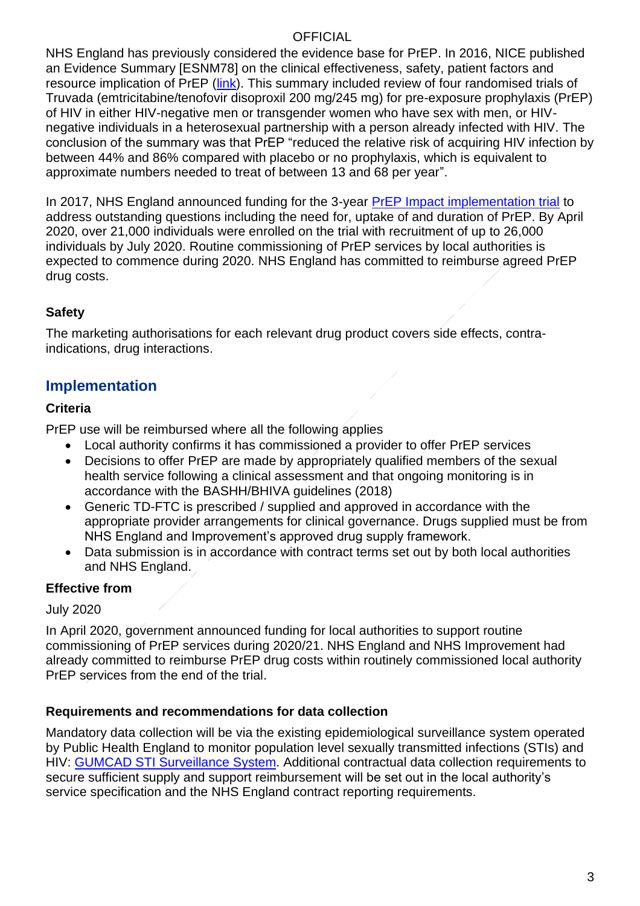NHS England has previously considered the evidence base for PrEP. In 2016, NICE published an Evidence Summary [ESNM78] on the clinical effectiveness, safety, patient factors and resource implication of PrEP (link). This summary included review of four randomised trials of Truvada (emtricitabine/tenofovir disoproxil 200 mg/245 mg) for pre-exposure prophylaxis (PrEP) of HIV in either HIV-negative men or transgender women who have sex with men, or HIV-negative individuals in a heterosexual partnership with a person already infected with HIV. The conclusion of the summary was that PrEP "reduced the relative risk of acquiring HIV infection by between 44% and 86% compared with placebo or no prophylaxis, which is equivalent to approximate numbers needed to treat of between 13 and 68 per year".

In 2017, NHS England announced funding for the 3-year PrEP Impact implementation trial to address outstanding questions including the need for, uptake of and duration of PrEP. By April 2020, over 21,000 individuals were enrolled on the trial with recruitment of up to 26,000 individuals by July 2020. Routine commissioning of PrEP services by local authorities is expected to commence during 2020. NHS England has committed to reimburse agreed PrEP drug costs.

### Safety

The marketing authorisations for each relevant drug product covers side effects, contra-indications, drug interactions.

## Implementation

### Criteria

PrEP use will be reimbursed where all the following applies

- Local authority confirms it has commissioned a provider to offer PrEP services
- Decisions to offer PrEP are made by appropriately qualified members of the sexual health service following a clinical assessment and that ongoing monitoring is in accordance with the BASHH/BHIVA guidelines (2018)
- Generic TD-FTC is prescribed / supplied and approved in accordance with the appropriate provider arrangements for clinical governance. Drugs supplied must be from NHS England and Improvement's approved drug supply framework.
- Data submission is in accordance with contract terms set out by both local authorities and NHS England.

### Effective from

July 2020

In April 2020, government announced funding for local authorities to support routine commissioning of PrEP services during 2020/21. NHS England and NHS Improvement had already committed to reimburse PrEP drug costs within routinely commissioned local authority PrEP services from the end of the trial.

### Requirements and recommendations for data collection

Mandatory data collection will be via the existing epidemiological surveillance system operated by Public Health England to monitor population level sexually transmitted infections (STIs) and HIV: GUMCAD STI Surveillance System. Additional contractual data collection requirements to secure sufficient supply and support reimbursement will be set out in the local authority's service specification and the NHS England contract reporting requirements.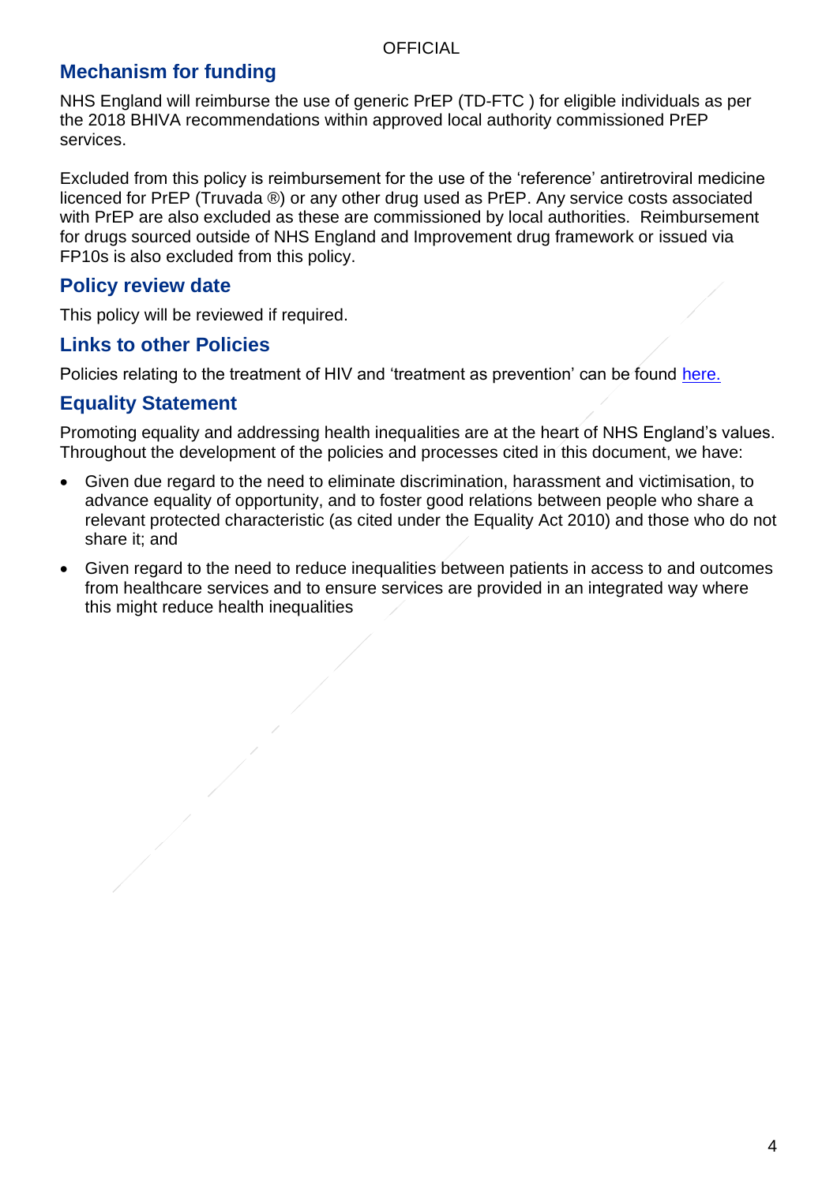## Mechanism for funding

NHS England will reimburse the use of generic PrEP (TD-FTC ) for eligible individuals as per the 2018 BHIVA recommendations within approved local authority commissioned PrEP services.

Excluded from this policy is reimbursement for the use of the 'reference' antiretroviral medicine licenced for PrEP (Truvada ®) or any other drug used as PrEP. Any service costs associated with PrEP are also excluded as these are commissioned by local authorities. Reimbursement for drugs sourced outside of NHS England and Improvement drug framework or issued via FP10s is also excluded from this policy.

## Policy review date

This policy will be reviewed if required.

## Links to other Policies

Policies relating to the treatment of HIV and 'treatment as prevention' can be found here.

## Equality Statement

Promoting equality and addressing health inequalities are at the heart of NHS England's values. Throughout the development of the policies and processes cited in this document, we have:

- Given due regard to the need to eliminate discrimination, harassment and victimisation, to advance equality of opportunity, and to foster good relations between people who share a relevant protected characteristic (as cited under the Equality Act 2010) and those who do not share it; and
- Given regard to the need to reduce inequalities between patients in access to and outcomes from healthcare services and to ensure services are provided in an integrated way where this might reduce health inequalities